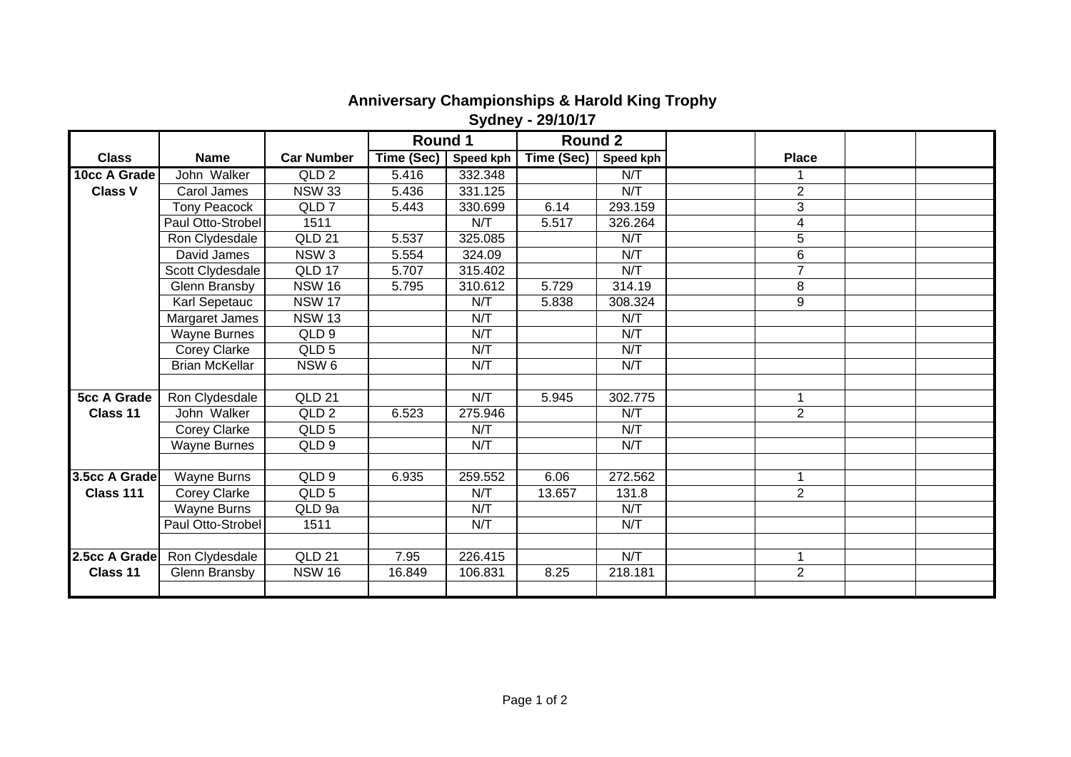# Anniversary Championships & Harold King Trophy

## Sydney - 29/10/17

| Class | Name | Car Number | Round 1 | | Round 2 | | | Place | | |
|---|---|---|---|---|---|---|---|---|---|---|
| | | | Time (Sec) | Speed kph | Time (Sec) | Speed kph | | | | |
| **10cc A Grade** | John Walker | QLD 2 | 5.416 | 332.348 | | N/T | | 1 | | |
| **Class V** | Carol James | NSW 33 | 5.436 | 331.125 | | N/T | | 2 | | |
| | Tony Peacock | QLD 7 | 5.443 | 330.699 | 6.14 | 293.159 | | 3 | | |
| | Paul Otto-Strobel | 1511 | | N/T | 5.517 | 326.264 | | 4 | | |
| | Ron Clydesdale | QLD 21 | 5.537 | 325.085 | | N/T | | 5 | | |
| | David James | NSW 3 | 5.554 | 324.09 | | N/T | | 6 | | |
| | Scott Clydesdale | QLD 17 | 5.707 | 315.402 | | N/T | | 7 | | |
| | Glenn Bransby | NSW 16 | 5.795 | 310.612 | 5.729 | 314.19 | | 8 | | |
| | Karl Sepetauc | NSW 17 | | N/T | 5.838 | 308.324 | | 9 | | |
| | Margaret James | NSW 13 | | N/T | | N/T | | | | |
| | Wayne Burnes | QLD 9 | | N/T | | N/T | | | | |
| | Corey Clarke | QLD 5 | | N/T | | N/T | | | | |
| | Brian McKellar | NSW 6 | | N/T | | N/T | | | | |
| | | | | | | | | | | |
| **5cc A Grade** | Ron Clydesdale | QLD 21 | | N/T | 5.945 | 302.775 | | 1 | | |
| **Class 11** | John Walker | QLD 2 | 6.523 | 275.946 | | N/T | | 2 | | |
| | Corey Clarke | QLD 5 | | N/T | | N/T | | | | |
| | Wayne Burnes | QLD 9 | | N/T | | N/T | | | | |
| | | | | | | | | | | |
| **3.5cc A Grade** | Wayne Burns | QLD 9 | 6.935 | 259.552 | 6.06 | 272.562 | | 1 | | |
| **Class 111** | Corey Clarke | QLD 5 | | N/T | 13.657 | 131.8 | | 2 | | |
| | Wayne Burns | QLD 9a | | N/T | | N/T | | | | |
| | Paul Otto-Strobel | 1511 | | N/T | | N/T | | | | |
| | | | | | | | | | | |
| **2.5cc A Grade** | Ron Clydesdale | QLD 21 | 7.95 | 226.415 | | N/T | | 1 | | |
| **Class 11** | Glenn Bransby | NSW 16 | 16.849 | 106.831 | 8.25 | 218.181 | | 2 | | |
| | | | | | | | | | | |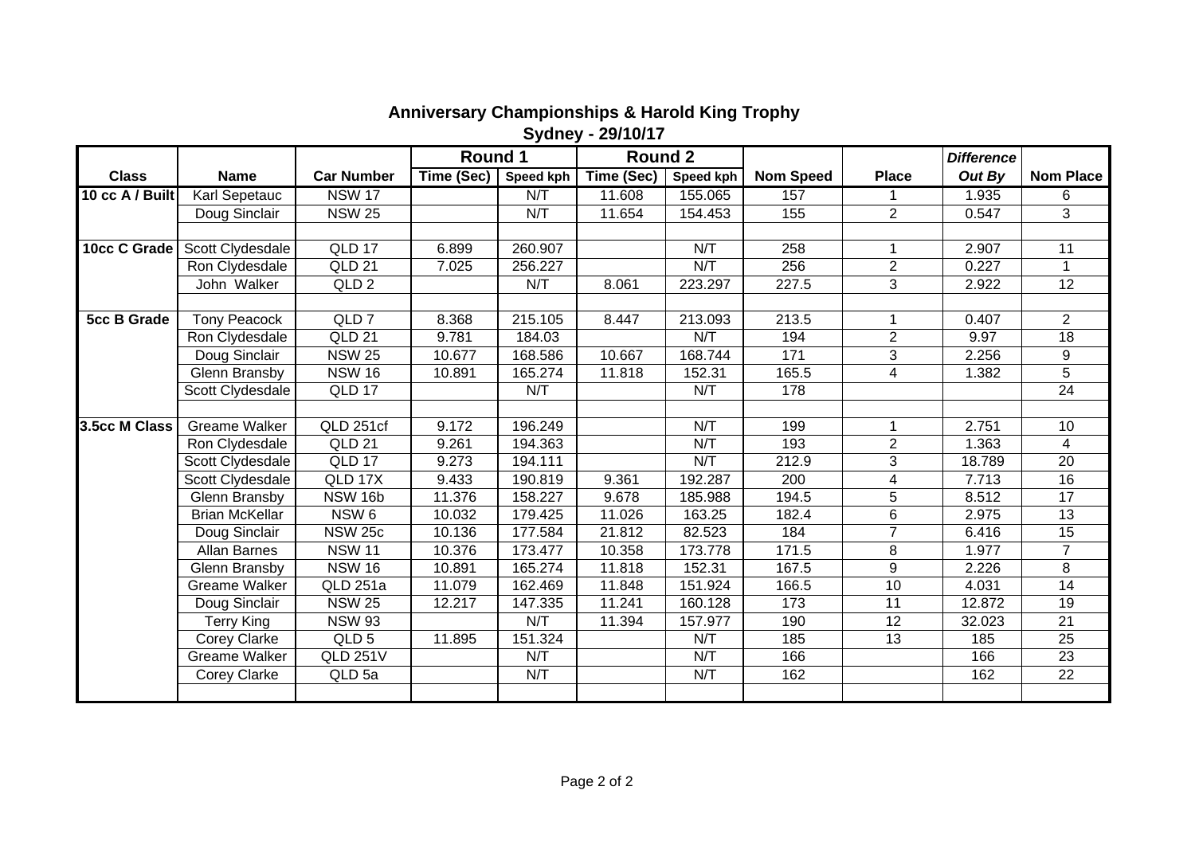## Anniversary Championships & Harold King Trophy

### Sydney - 29/10/17

| Class | Name | Car Number | Round 1 | | Round 2 | | Nom Speed | Place | *Difference* | Nom Place |
|---|---|---|---|---|---|---|---|---|---|---|
| | | | Time (Sec) | Speed kph | Time (Sec) | Speed kph | | | *Out By* | |
| 10 cc A / Built | Karl Sepetauc | NSW 17 | | N/T | 11.608 | 155.065 | 157 | 1 | 1.935 | 6 |
| | Doug Sinclair | NSW 25 | | N/T | 11.654 | 154.453 | 155 | 2 | 0.547 | 3 |
| | | | | | | | | | | |
| 10cc C Grade | Scott Clydesdale | QLD 17 | 6.899 | 260.907 | | N/T | 258 | 1 | 2.907 | 11 |
| | Ron Clydesdale | QLD 21 | 7.025 | 256.227 | | N/T | 256 | 2 | 0.227 | 1 |
| | John Walker | QLD 2 | | N/T | 8.061 | 223.297 | 227.5 | 3 | 2.922 | 12 |
| | | | | | | | | | | |
| 5cc B Grade | Tony Peacock | QLD 7 | 8.368 | 215.105 | 8.447 | 213.093 | 213.5 | 1 | 0.407 | 2 |
| | Ron Clydesdale | QLD 21 | 9.781 | 184.03 | | N/T | 194 | 2 | 9.97 | 18 |
| | Doug Sinclair | NSW 25 | 10.677 | 168.586 | 10.667 | 168.744 | 171 | 3 | 2.256 | 9 |
| | Glenn Bransby | NSW 16 | 10.891 | 165.274 | 11.818 | 152.31 | 165.5 | 4 | 1.382 | 5 |
| | Scott Clydesdale | QLD 17 | | N/T | | N/T | 178 | | | 24 |
| | | | | | | | | | | |
| 3.5cc M Class | Greame Walker | QLD 251cf | 9.172 | 196.249 | | N/T | 199 | 1 | 2.751 | 10 |
| | Ron Clydesdale | QLD 21 | 9.261 | 194.363 | | N/T | 193 | 2 | 1.363 | 4 |
| | Scott Clydesdale | QLD 17 | 9.273 | 194.111 | | N/T | 212.9 | 3 | 18.789 | 20 |
| | Scott Clydesdale | QLD 17X | 9.433 | 190.819 | 9.361 | 192.287 | 200 | 4 | 7.713 | 16 |
| | Glenn Bransby | NSW 16b | 11.376 | 158.227 | 9.678 | 185.988 | 194.5 | 5 | 8.512 | 17 |
| | Brian McKellar | NSW 6 | 10.032 | 179.425 | 11.026 | 163.25 | 182.4 | 6 | 2.975 | 13 |
| | Doug Sinclair | NSW 25c | 10.136 | 177.584 | 21.812 | 82.523 | 184 | 7 | 6.416 | 15 |
| | Allan Barnes | NSW 11 | 10.376 | 173.477 | 10.358 | 173.778 | 171.5 | 8 | 1.977 | 7 |
| | Glenn Bransby | NSW 16 | 10.891 | 165.274 | 11.818 | 152.31 | 167.5 | 9 | 2.226 | 8 |
| | Greame Walker | QLD 251a | 11.079 | 162.469 | 11.848 | 151.924 | 166.5 | 10 | 4.031 | 14 |
| | Doug Sinclair | NSW 25 | 12.217 | 147.335 | 11.241 | 160.128 | 173 | 11 | 12.872 | 19 |
| | Terry King | NSW 93 | | N/T | 11.394 | 157.977 | 190 | 12 | 32.023 | 21 |
| | Corey Clarke | QLD 5 | 11.895 | 151.324 | | N/T | 185 | 13 | 185 | 25 |
| | Greame Walker | QLD 251V | | N/T | | N/T | 166 | | 166 | 23 |
| | Corey Clarke | QLD 5a | | N/T | | N/T | 162 | | 162 | 22 |
| | | | | | | | | | | |